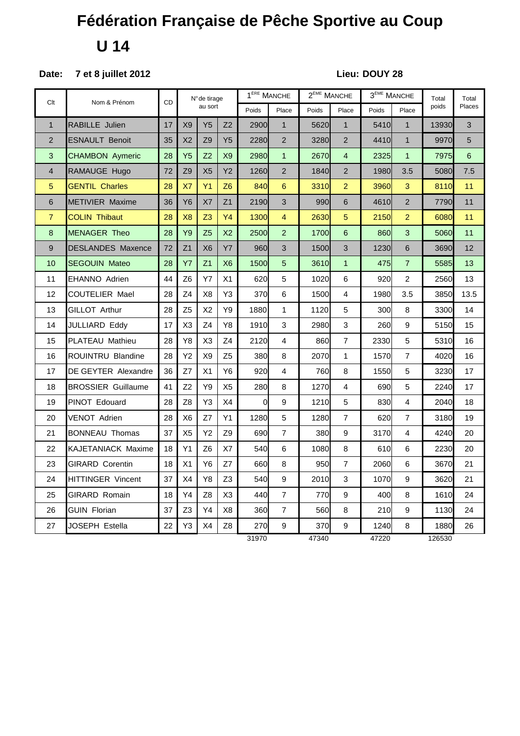# Fédération Française de Pêche Sportive au Coup

## U 14

**Date: 7 et 8 juillet 2012** **Lieu: DOUY 28**

| Clt | Nom & Prénom | CD | N° de tirage au sort | | | 1ère MANCHE | | 2ème MANCHE | | 3ème MANCHE | | Total poids | Total Places |
|---|---|---|---|---|---|---|---|---|---|---|---|---|---|
| | | | | | | Poids | Place | Poids | Place | Poids | Place | | |
| 1 | RABILLE Julien | 17 | X9 | Y5 | Z2 | 2900 | 1 | 5620 | 1 | 5410 | 1 | 13930 | 3 |
| 2 | ESNAULT Benoit | 35 | X2 | Z9 | Y5 | 2280 | 2 | 3280 | 2 | 4410 | 1 | 9970 | 5 |
| 3 | CHAMBON Aymeric | 28 | Y5 | Z2 | X9 | 2980 | 1 | 2670 | 4 | 2325 | 1 | 7975 | 6 |
| 4 | RAMAUGE Hugo | 72 | Z9 | X5 | Y2 | 1260 | 2 | 1840 | 2 | 1980 | 3.5 | 5080 | 7.5 |
| 5 | GENTIL Charles | 28 | X7 | Y1 | Z6 | 840 | 6 | 3310 | 2 | 3960 | 3 | 8110 | 11 |
| 6 | METIVIER Maxime | 36 | Y6 | X7 | Z1 | 2190 | 3 | 990 | 6 | 4610 | 2 | 7790 | 11 |
| 7 | COLIN Thibaut | 28 | X8 | Z3 | Y4 | 1300 | 4 | 2630 | 5 | 2150 | 2 | 6080 | 11 |
| 8 | MENAGER Theo | 28 | Y9 | Z5 | X2 | 2500 | 2 | 1700 | 6 | 860 | 3 | 5060 | 11 |
| 9 | DESLANDES Maxence | 72 | Z1 | X6 | Y7 | 960 | 3 | 1500 | 3 | 1230 | 6 | 3690 | 12 |
| 10 | SEGOUIN Mateo | 28 | Y7 | Z1 | X6 | 1500 | 5 | 3610 | 1 | 475 | 7 | 5585 | 13 |
| 11 | EHANNO Adrien | 44 | Z6 | Y7 | X1 | 620 | 5 | 1020 | 6 | 920 | 2 | 2560 | 13 |
| 12 | COUTELIER Mael | 28 | Z4 | X8 | Y3 | 370 | 6 | 1500 | 4 | 1980 | 3.5 | 3850 | 13.5 |
| 13 | GILLOT Arthur | 28 | Z5 | X2 | Y9 | 1880 | 1 | 1120 | 5 | 300 | 8 | 3300 | 14 |
| 14 | JULLIARD Eddy | 17 | X3 | Z4 | Y8 | 1910 | 3 | 2980 | 3 | 260 | 9 | 5150 | 15 |
| 15 | PLATEAU Mathieu | 28 | Y8 | X3 | Z4 | 2120 | 4 | 860 | 7 | 2330 | 5 | 5310 | 16 |
| 16 | ROUINTRU Blandine | 28 | Y2 | X9 | Z5 | 380 | 8 | 2070 | 1 | 1570 | 7 | 4020 | 16 |
| 17 | DE GEYTER Alexandre | 36 | Z7 | X1 | Y6 | 920 | 4 | 760 | 8 | 1550 | 5 | 3230 | 17 |
| 18 | BROSSIER Guillaume | 41 | Z2 | Y9 | X5 | 280 | 8 | 1270 | 4 | 690 | 5 | 2240 | 17 |
| 19 | PINOT Edouard | 28 | Z8 | Y3 | X4 | 0 | 9 | 1210 | 5 | 830 | 4 | 2040 | 18 |
| 20 | VENOT Adrien | 28 | X6 | Z7 | Y1 | 1280 | 5 | 1280 | 7 | 620 | 7 | 3180 | 19 |
| 21 | BONNEAU Thomas | 37 | X5 | Y2 | Z9 | 690 | 7 | 380 | 9 | 3170 | 4 | 4240 | 20 |
| 22 | KAJETANIACK Maxime | 18 | Y1 | Z6 | X7 | 540 | 6 | 1080 | 8 | 610 | 6 | 2230 | 20 |
| 23 | GIRARD Corentin | 18 | X1 | Y6 | Z7 | 660 | 8 | 950 | 7 | 2060 | 6 | 3670 | 21 |
| 24 | HITTINGER Vincent | 37 | X4 | Y8 | Z3 | 540 | 9 | 2010 | 3 | 1070 | 9 | 3620 | 21 |
| 25 | GIRARD Romain | 18 | Y4 | Z8 | X3 | 440 | 7 | 770 | 9 | 400 | 8 | 1610 | 24 |
| 26 | GUIN Florian | 37 | Z3 | Y4 | X8 | 360 | 7 | 560 | 8 | 210 | 9 | 1130 | 24 |
| 27 | JOSEPH Estella | 22 | Y3 | X4 | Z8 | 270 | 9 | 370 | 9 | 1240 | 8 | 1880 | 26 |
| | | | | | | 31970 | | 47340 | | 47220 | | 126530 | |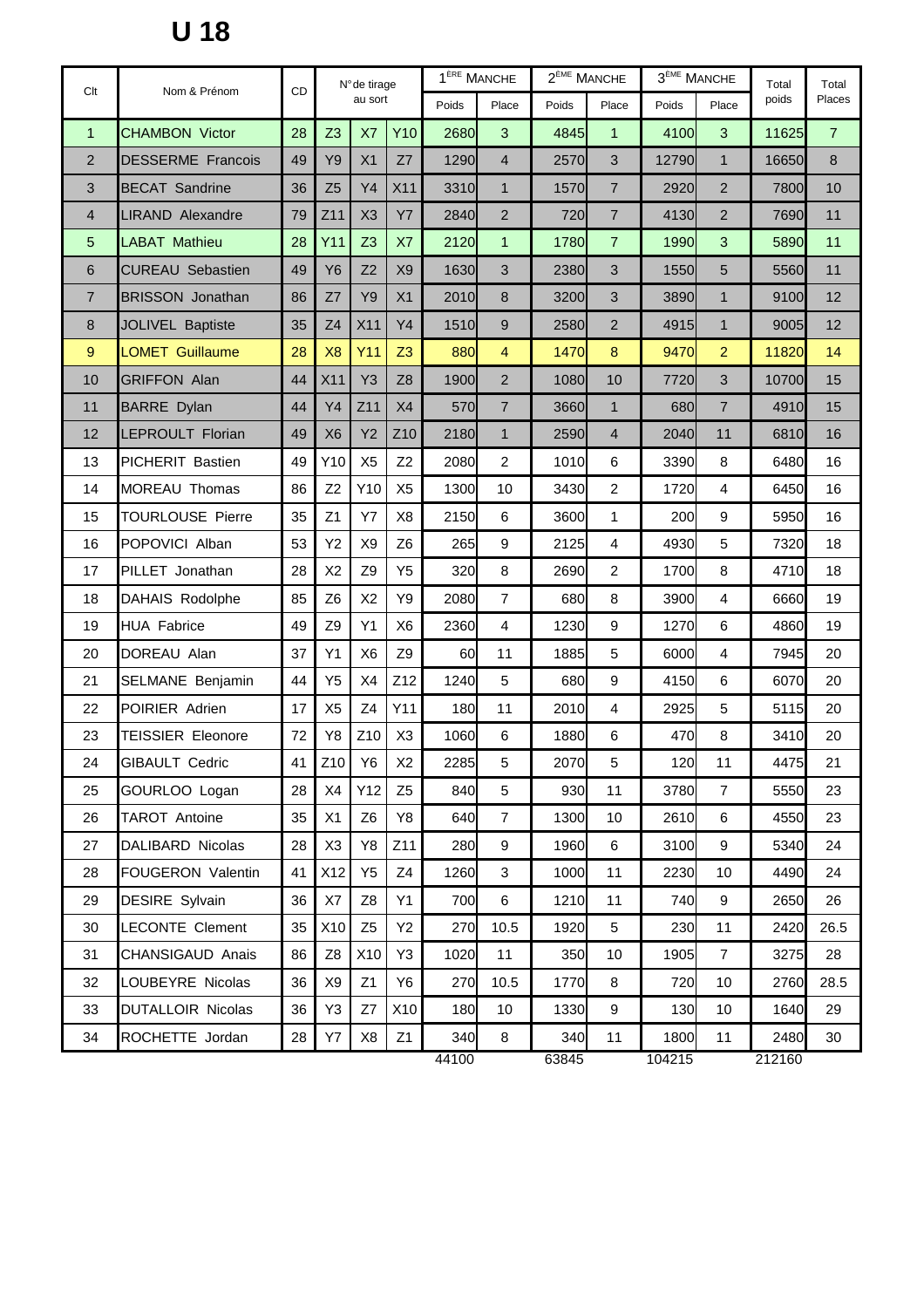# U 18

| Clt | Nom & Prénom | CD | N° de tirage au sort | | | 1ÈRE MANCHE | | 2ÈME MANCHE | | 3ÈME MANCHE | | Total poids | Total Places |
|---|---|---|---|---|---|---|---|---|---|---|---|---|---|
| | | | | | | Poids | Place | Poids | Place | Poids | Place | | |
| 1 | CHAMBON Victor | 28 | Z3 | X7 | Y10 | 2680 | 3 | 4845 | 1 | 4100 | 3 | 11625 | 7 |
| 2 | DESSERME Francois | 49 | Y9 | X1 | Z7 | 1290 | 4 | 2570 | 3 | 12790 | 1 | 16650 | 8 |
| 3 | BECAT Sandrine | 36 | Z5 | Y4 | X11 | 3310 | 1 | 1570 | 7 | 2920 | 2 | 7800 | 10 |
| 4 | LIRAND Alexandre | 79 | Z11 | X3 | Y7 | 2840 | 2 | 720 | 7 | 4130 | 2 | 7690 | 11 |
| 5 | LABAT Mathieu | 28 | Y11 | Z3 | X7 | 2120 | 1 | 1780 | 7 | 1990 | 3 | 5890 | 11 |
| 6 | CUREAU Sebastien | 49 | Y6 | Z2 | X9 | 1630 | 3 | 2380 | 3 | 1550 | 5 | 5560 | 11 |
| 7 | BRISSON Jonathan | 86 | Z7 | Y9 | X1 | 2010 | 8 | 3200 | 3 | 3890 | 1 | 9100 | 12 |
| 8 | JOLIVEL Baptiste | 35 | Z4 | X11 | Y4 | 1510 | 9 | 2580 | 2 | 4915 | 1 | 9005 | 12 |
| 9 | LOMET Guillaume | 28 | X8 | Y11 | Z3 | 880 | 4 | 1470 | 8 | 9470 | 2 | 11820 | 14 |
| 10 | GRIFFON Alan | 44 | X11 | Y3 | Z8 | 1900 | 2 | 1080 | 10 | 7720 | 3 | 10700 | 15 |
| 11 | BARRE Dylan | 44 | Y4 | Z11 | X4 | 570 | 7 | 3660 | 1 | 680 | 7 | 4910 | 15 |
| 12 | LEPROULT Florian | 49 | X6 | Y2 | Z10 | 2180 | 1 | 2590 | 4 | 2040 | 11 | 6810 | 16 |
| 13 | PICHERIT Bastien | 49 | Y10 | X5 | Z2 | 2080 | 2 | 1010 | 6 | 3390 | 8 | 6480 | 16 |
| 14 | MOREAU Thomas | 86 | Z2 | Y10 | X5 | 1300 | 10 | 3430 | 2 | 1720 | 4 | 6450 | 16 |
| 15 | TOURLOUSE Pierre | 35 | Z1 | Y7 | X8 | 2150 | 6 | 3600 | 1 | 200 | 9 | 5950 | 16 |
| 16 | POPOVICI Alban | 53 | Y2 | X9 | Z6 | 265 | 9 | 2125 | 4 | 4930 | 5 | 7320 | 18 |
| 17 | PILLET Jonathan | 28 | X2 | Z9 | Y5 | 320 | 8 | 2690 | 2 | 1700 | 8 | 4710 | 18 |
| 18 | DAHAIS Rodolphe | 85 | Z6 | X2 | Y9 | 2080 | 7 | 680 | 8 | 3900 | 4 | 6660 | 19 |
| 19 | HUA Fabrice | 49 | Z9 | Y1 | X6 | 2360 | 4 | 1230 | 9 | 1270 | 6 | 4860 | 19 |
| 20 | DOREAU Alan | 37 | Y1 | X6 | Z9 | 60 | 11 | 1885 | 5 | 6000 | 4 | 7945 | 20 |
| 21 | SELMANE Benjamin | 44 | Y5 | X4 | Z12 | 1240 | 5 | 680 | 9 | 4150 | 6 | 6070 | 20 |
| 22 | POIRIER Adrien | 17 | X5 | Z4 | Y11 | 180 | 11 | 2010 | 4 | 2925 | 5 | 5115 | 20 |
| 23 | TEISSIER Eleonore | 72 | Y8 | Z10 | X3 | 1060 | 6 | 1880 | 6 | 470 | 8 | 3410 | 20 |
| 24 | GIBAULT Cedric | 41 | Z10 | Y6 | X2 | 2285 | 5 | 2070 | 5 | 120 | 11 | 4475 | 21 |
| 25 | GOURLOO Logan | 28 | X4 | Y12 | Z5 | 840 | 5 | 930 | 11 | 3780 | 7 | 5550 | 23 |
| 26 | TAROT Antoine | 35 | X1 | Z6 | Y8 | 640 | 7 | 1300 | 10 | 2610 | 6 | 4550 | 23 |
| 27 | DALIBARD Nicolas | 28 | X3 | Y8 | Z11 | 280 | 9 | 1960 | 6 | 3100 | 9 | 5340 | 24 |
| 28 | FOUGERON Valentin | 41 | X12 | Y5 | Z4 | 1260 | 3 | 1000 | 11 | 2230 | 10 | 4490 | 24 |
| 29 | DESIRE Sylvain | 36 | X7 | Z8 | Y1 | 700 | 6 | 1210 | 11 | 740 | 9 | 2650 | 26 |
| 30 | LECONTE Clement | 35 | X10 | Z5 | Y2 | 270 | 10.5 | 1920 | 5 | 230 | 11 | 2420 | 26.5 |
| 31 | CHANSIGAUD Anais | 86 | Z8 | X10 | Y3 | 1020 | 11 | 350 | 10 | 1905 | 7 | 3275 | 28 |
| 32 | LOUBEYRE Nicolas | 36 | X9 | Z1 | Y6 | 270 | 10.5 | 1770 | 8 | 720 | 10 | 2760 | 28.5 |
| 33 | DUTALLOIR Nicolas | 36 | Y3 | Z7 | X10 | 180 | 10 | 1330 | 9 | 130 | 10 | 1640 | 29 |
| 34 | ROCHETTE Jordan | 28 | Y7 | X8 | Z1 | 340 | 8 | 340 | 11 | 1800 | 11 | 2480 | 30 |
| | | | | | | 44100 | | 63845 | | 104215 | | 212160 | |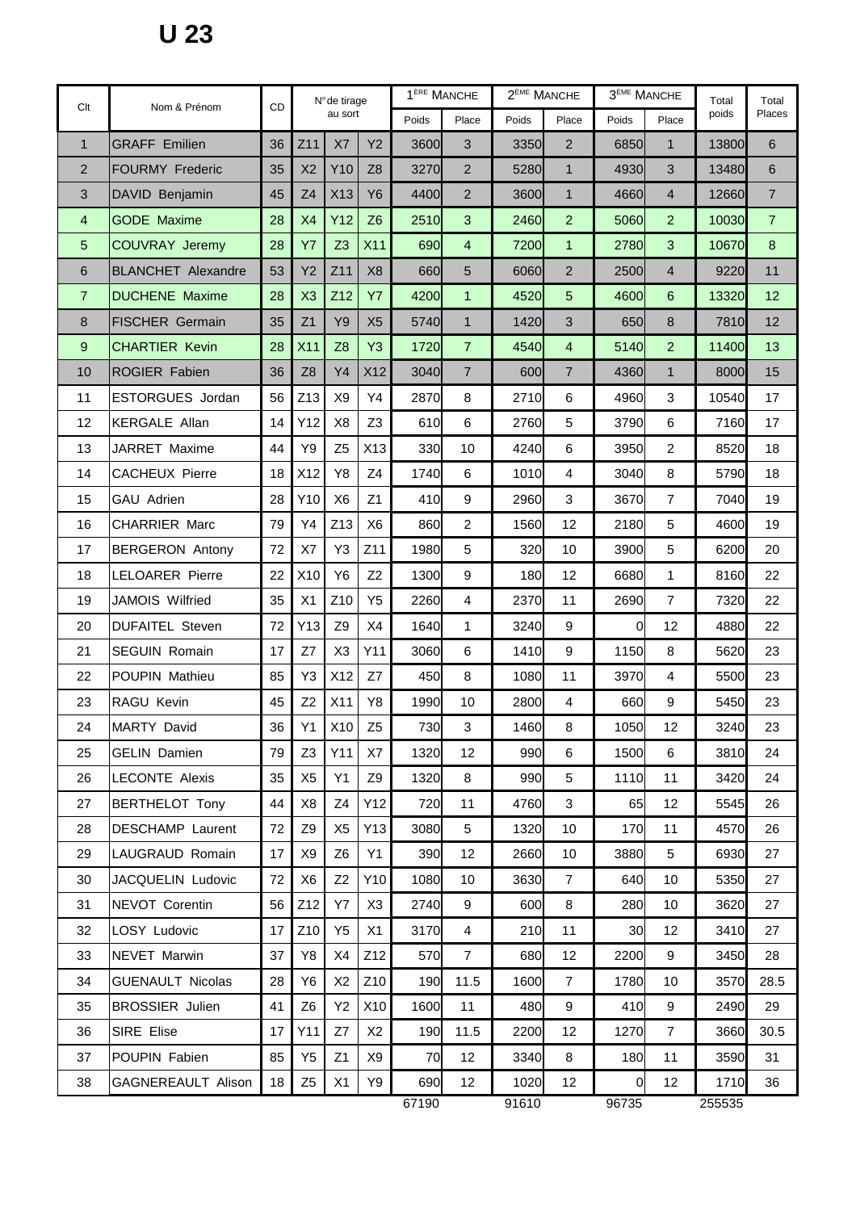# U 23

| Clt | Nom & Prénom | CD | N° de tirage au sort | | | 1ERE MANCHE | | 2EME MANCHE | | 3EME MANCHE | | Total poids | Total Places |
|---|---|---|---|---|---|---|---|---|---|---|---|---|---|
| | | | | | | Poids | Place | Poids | Place | Poids | Place | | |
| 1 | GRAFF Emilien | 36 | Z11 | X7 | Y2 | 3600 | 3 | 3350 | 2 | 6850 | 1 | 13800 | 6 |
| 2 | FOURMY Frederic | 35 | X2 | Y10 | Z8 | 3270 | 2 | 5280 | 1 | 4930 | 3 | 13480 | 6 |
| 3 | DAVID Benjamin | 45 | Z4 | X13 | Y6 | 4400 | 2 | 3600 | 1 | 4660 | 4 | 12660 | 7 |
| 4 | GODE Maxime | 28 | X4 | Y12 | Z6 | 2510 | 3 | 2460 | 2 | 5060 | 2 | 10030 | 7 |
| 5 | COUVRAY Jeremy | 28 | Y7 | Z3 | X11 | 690 | 4 | 7200 | 1 | 2780 | 3 | 10670 | 8 |
| 6 | BLANCHET Alexandre | 53 | Y2 | Z11 | X8 | 660 | 5 | 6060 | 2 | 2500 | 4 | 9220 | 11 |
| 7 | DUCHENE Maxime | 28 | X3 | Z12 | Y7 | 4200 | 1 | 4520 | 5 | 4600 | 6 | 13320 | 12 |
| 8 | FISCHER Germain | 35 | Z1 | Y9 | X5 | 5740 | 1 | 1420 | 3 | 650 | 8 | 7810 | 12 |
| 9 | CHARTIER Kevin | 28 | X11 | Z8 | Y3 | 1720 | 7 | 4540 | 4 | 5140 | 2 | 11400 | 13 |
| 10 | ROGIER Fabien | 36 | Z8 | Y4 | X12 | 3040 | 7 | 600 | 7 | 4360 | 1 | 8000 | 15 |
| 11 | ESTORGUES Jordan | 56 | Z13 | X9 | Y4 | 2870 | 8 | 2710 | 6 | 4960 | 3 | 10540 | 17 |
| 12 | KERGALE Allan | 14 | Y12 | X8 | Z3 | 610 | 6 | 2760 | 5 | 3790 | 6 | 7160 | 17 |
| 13 | JARRET Maxime | 44 | Y9 | Z5 | X13 | 330 | 10 | 4240 | 6 | 3950 | 2 | 8520 | 18 |
| 14 | CACHEUX Pierre | 18 | X12 | Y8 | Z4 | 1740 | 6 | 1010 | 4 | 3040 | 8 | 5790 | 18 |
| 15 | GAU Adrien | 28 | Y10 | X6 | Z1 | 410 | 9 | 2960 | 3 | 3670 | 7 | 7040 | 19 |
| 16 | CHARRIER Marc | 79 | Y4 | Z13 | X6 | 860 | 2 | 1560 | 12 | 2180 | 5 | 4600 | 19 |
| 17 | BERGERON Antony | 72 | X7 | Y3 | Z11 | 1980 | 5 | 320 | 10 | 3900 | 5 | 6200 | 20 |
| 18 | LELOARER Pierre | 22 | X10 | Y6 | Z2 | 1300 | 9 | 180 | 12 | 6680 | 1 | 8160 | 22 |
| 19 | JAMOIS Wilfried | 35 | X1 | Z10 | Y5 | 2260 | 4 | 2370 | 11 | 2690 | 7 | 7320 | 22 |
| 20 | DUFAITEL Steven | 72 | Y13 | Z9 | X4 | 1640 | 1 | 3240 | 9 | 0 | 12 | 4880 | 22 |
| 21 | SEGUIN Romain | 17 | Z7 | X3 | Y11 | 3060 | 6 | 1410 | 9 | 1150 | 8 | 5620 | 23 |
| 22 | POUPIN Mathieu | 85 | Y3 | X12 | Z7 | 450 | 8 | 1080 | 11 | 3970 | 4 | 5500 | 23 |
| 23 | RAGU Kevin | 45 | Z2 | X11 | Y8 | 1990 | 10 | 2800 | 4 | 660 | 9 | 5450 | 23 |
| 24 | MARTY David | 36 | Y1 | X10 | Z5 | 730 | 3 | 1460 | 8 | 1050 | 12 | 3240 | 23 |
| 25 | GELIN Damien | 79 | Z3 | Y11 | X7 | 1320 | 12 | 990 | 6 | 1500 | 6 | 3810 | 24 |
| 26 | LECONTE Alexis | 35 | X5 | Y1 | Z9 | 1320 | 8 | 990 | 5 | 1110 | 11 | 3420 | 24 |
| 27 | BERTHELOT Tony | 44 | X8 | Z4 | Y12 | 720 | 11 | 4760 | 3 | 65 | 12 | 5545 | 26 |
| 28 | DESCHAMP Laurent | 72 | Z9 | X5 | Y13 | 3080 | 5 | 1320 | 10 | 170 | 11 | 4570 | 26 |
| 29 | LAUGRAUD Romain | 17 | X9 | Z6 | Y1 | 390 | 12 | 2660 | 10 | 3880 | 5 | 6930 | 27 |
| 30 | JACQUELIN Ludovic | 72 | X6 | Z2 | Y10 | 1080 | 10 | 3630 | 7 | 640 | 10 | 5350 | 27 |
| 31 | NEVOT Corentin | 56 | Z12 | Y7 | X3 | 2740 | 9 | 600 | 8 | 280 | 10 | 3620 | 27 |
| 32 | LOSY Ludovic | 17 | Z10 | Y5 | X1 | 3170 | 4 | 210 | 11 | 30 | 12 | 3410 | 27 |
| 33 | NEVET Marwin | 37 | Y8 | X4 | Z12 | 570 | 7 | 680 | 12 | 2200 | 9 | 3450 | 28 |
| 34 | GUENAULT Nicolas | 28 | Y6 | X2 | Z10 | 190 | 11.5 | 1600 | 7 | 1780 | 10 | 3570 | 28.5 |
| 35 | BROSSIER Julien | 41 | Z6 | Y2 | X10 | 1600 | 11 | 480 | 9 | 410 | 9 | 2490 | 29 |
| 36 | SIRE Elise | 17 | Y11 | Z7 | X2 | 190 | 11.5 | 2200 | 12 | 1270 | 7 | 3660 | 30.5 |
| 37 | POUPIN Fabien | 85 | Y5 | Z1 | X9 | 70 | 12 | 3340 | 8 | 180 | 11 | 3590 | 31 |
| 38 | GAGNEREAULT Alison | 18 | Z5 | X1 | Y9 | 690 | 12 | 1020 | 12 | 0 | 12 | 1710 | 36 |
| | | | | | | 67190 | | 91610 | | 96735 | | 255535 | |